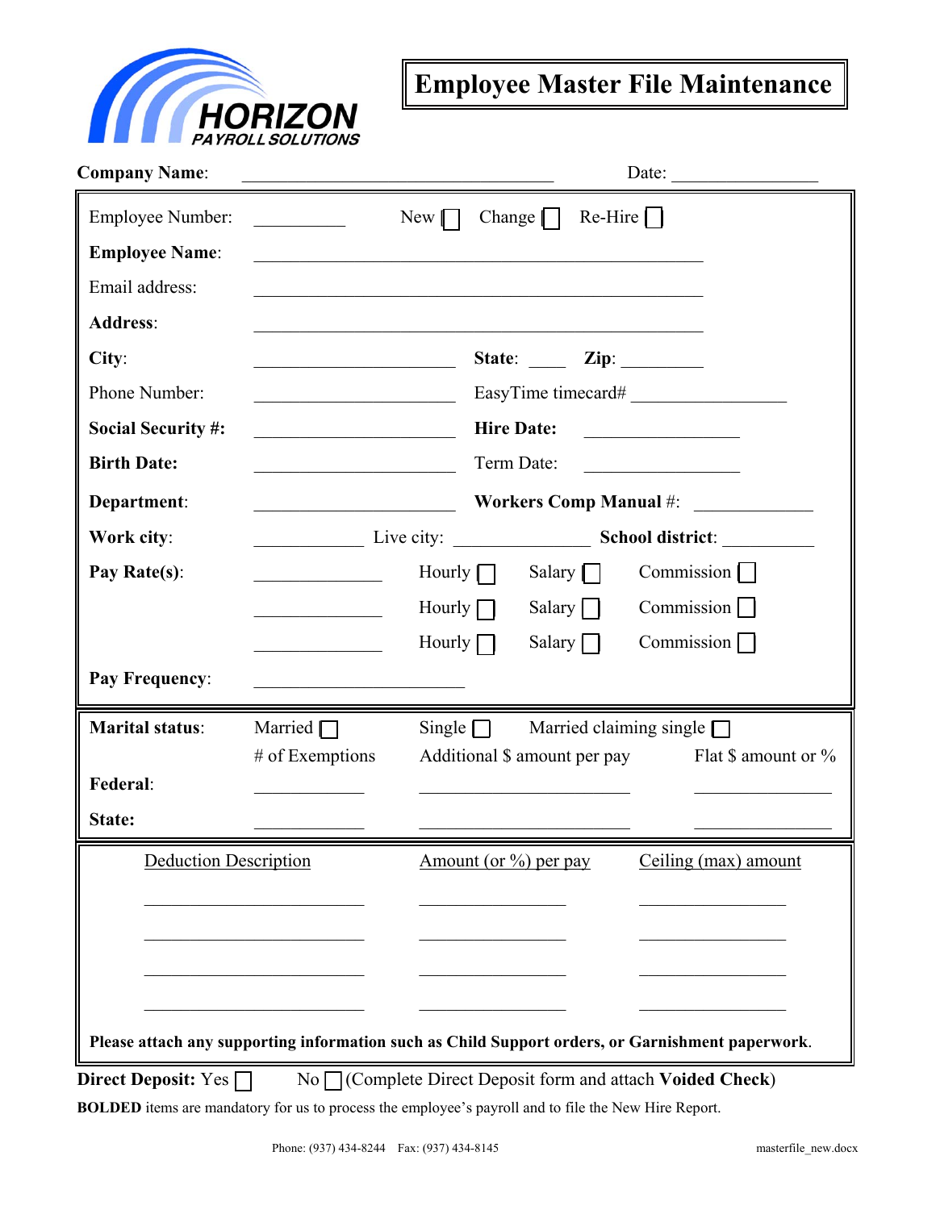HORIZON
PAYROLL SOLUTIONS

# Employee Master File Maintenance

**Company Name**: ______________________________ Date: ______________

Employee Number: __________ New ☐ Change ☐ Re-Hire ☐

**Employee Name**: ________________________________________________

Email address: ________________________________________________

**Address**: ________________________________________________

**City**: ____________________ **State**: ____ **Zip**: ________

Phone Number: ____________________ EasyTime timecard# ________________

**Social Security #:** ____________________ **Hire Date:** ________________

**Birth Date:** ____________________ Term Date: ________________

**Department**: ____________________ **Workers Comp Manual** #: ____________

**Work city**: ___________ Live city: ______________ **School district**: __________

**Pay Rate(s)**: _____________ Hourly ☐ Salary ☐ Commission ☐

_____________ Hourly ☐ Salary ☐ Commission ☐

_____________ Hourly ☐ Salary ☐ Commission ☐

**Pay Frequency**: ______________________

| **Marital status**: | Married ☐ | Single ☐ | Married claiming single ☐ |
|---|---|---|---|
| | # of Exemptions | Additional $ amount per pay | Flat $ amount or % |
| **Federal**: | ___________ | ______________________ | ______________ |
| **State:** | ___________ | ______________________ | ______________ |

| Deduction Description | Amount (or %) per pay | Ceiling (max) amount |
|---|---|---|
| ______________________ | _______________ | _______________ |
| ______________________ | _______________ | _______________ |
| ______________________ | _______________ | _______________ |
| ______________________ | _______________ | _______________ |

**Please attach any supporting information such as Child Support orders, or Garnishment paperwork.**

**Direct Deposit:** Yes ☐ No ☐ (Complete Direct Deposit form and attach **Voided Check**)

**BOLDED** items are mandatory for us to process the employee's payroll and to file the New Hire Report.

Phone: (937) 434-8244 Fax: (937) 434-8145 masterfile_new.docx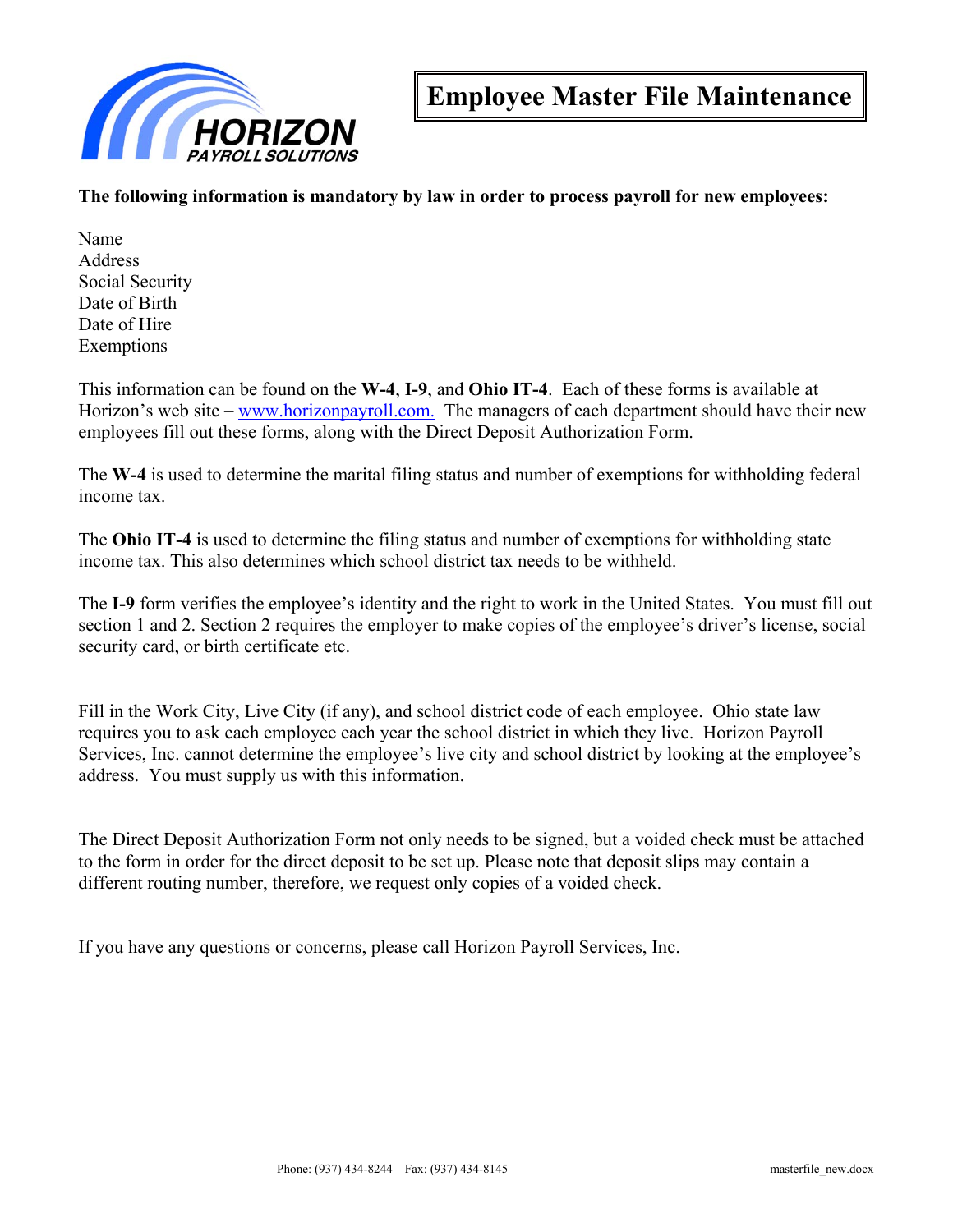# Employee Master File Maintenance

**The following information is mandatory by law in order to process payroll for new employees:**

Name
Address
Social Security
Date of Birth
Date of Hire
Exemptions

This information can be found on the **W-4**, **I-9**, and **Ohio IT-4**. Each of these forms is available at Horizon's web site – [www.horizonpayroll.com.](http://www.horizonpayroll.com) The managers of each department should have their new employees fill out these forms, along with the Direct Deposit Authorization Form.

The **W-4** is used to determine the marital filing status and number of exemptions for withholding federal income tax.

The **Ohio IT-4** is used to determine the filing status and number of exemptions for withholding state income tax. This also determines which school district tax needs to be withheld.

The **I-9** form verifies the employee's identity and the right to work in the United States. You must fill out section 1 and 2. Section 2 requires the employer to make copies of the employee's driver's license, social security card, or birth certificate etc.

Fill in the Work City, Live City (if any), and school district code of each employee. Ohio state law requires you to ask each employee each year the school district in which they live. Horizon Payroll Services, Inc. cannot determine the employee's live city and school district by looking at the employee's address. You must supply us with this information.

The Direct Deposit Authorization Form not only needs to be signed, but a voided check must be attached to the form in order for the direct deposit to be set up. Please note that deposit slips may contain a different routing number, therefore, we request only copies of a voided check.

If you have any questions or concerns, please call Horizon Payroll Services, Inc.

Phone: (937) 434-8244 Fax: (937) 434-8145